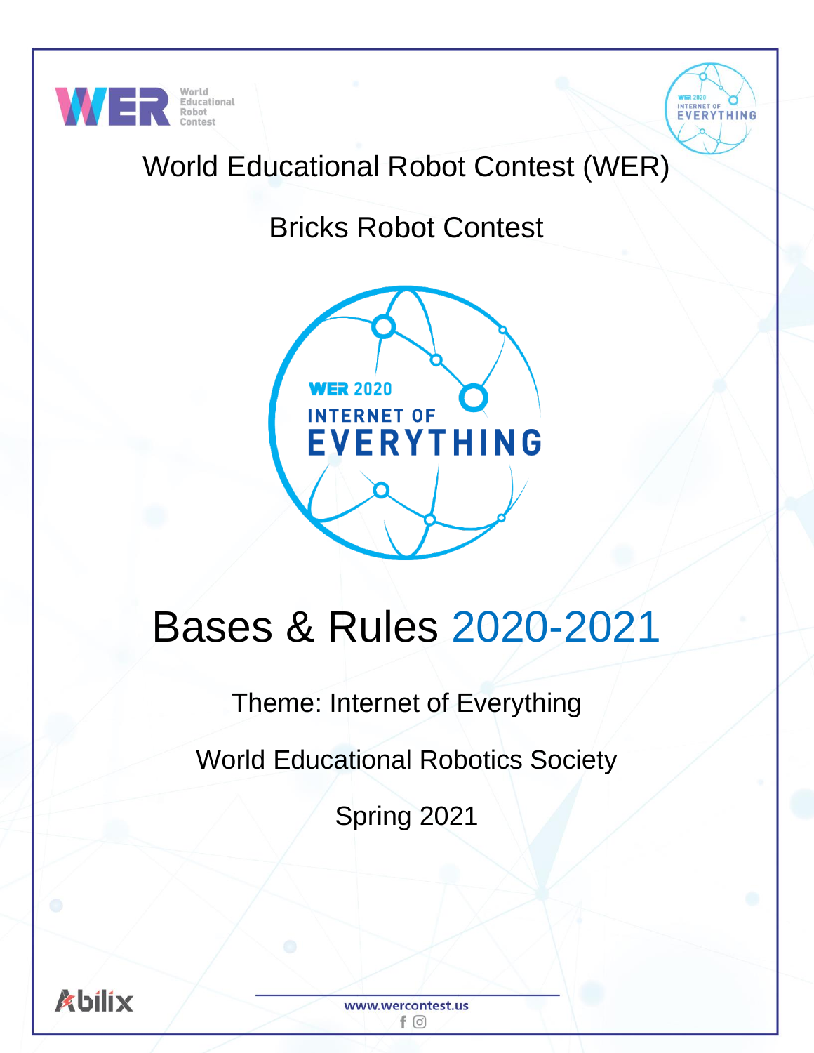# World Educational Robot Contest (WER)

## Bricks Robot Contest

# Bases & Rules 2020-2021

Theme: Internet of Everything

World Educational Robotics Society

Spring 2021

www.wercontest.us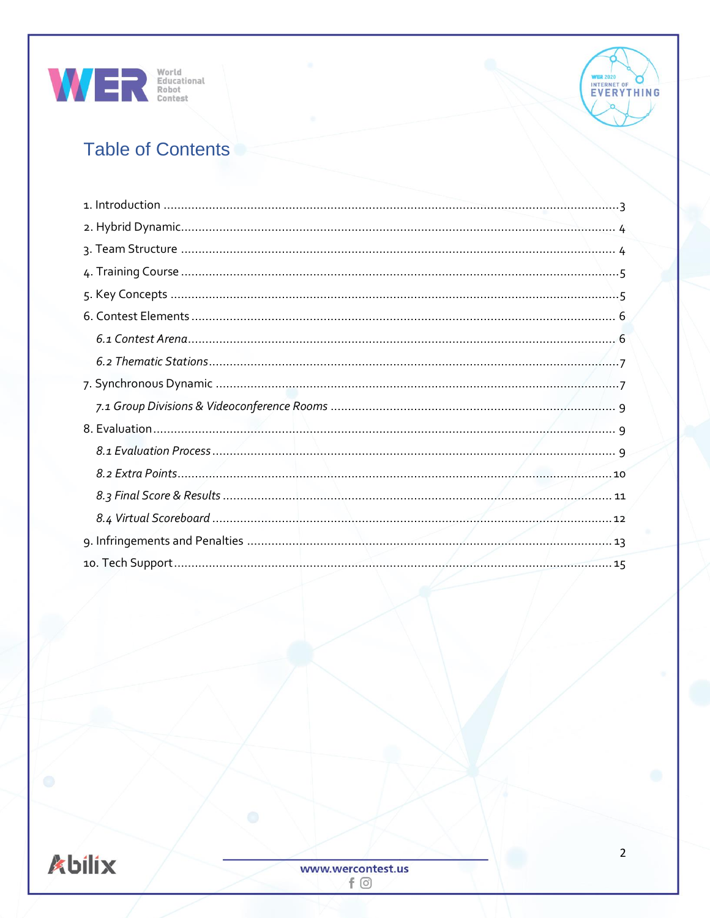# Table of Contents

1. Introduction ........................................................................................................ 3
2. Hybrid Dynamic.................................................................................................... 4
3. Team Structure .................................................................................................... 4
4. Training Course .................................................................................................... 5
5. Key Concepts ........................................................................................................ 5
6. Contest Elements .................................................................................................. 6
   *6.1 Contest Arena*.................................................................................................. 6
   *6.2 Thematic Stations*............................................................................................. 7
7. Synchronous Dynamic .......................................................................................... 7
   *7.1 Group Divisions & Videoconference Rooms* ........................................................ 9
8. Evaluation............................................................................................................. 9
   *8.1 Evaluation Process*............................................................................................ 9
   *8.2 Extra Points*..................................................................................................... 10
   *8.3 Final Score & Results* ........................................................................................ 11
   *8.4 Virtual Scoreboard* ........................................................................................... 12
9. Infringements and Penalties ................................................................................. 13
10. Tech Support....................................................................................................... 15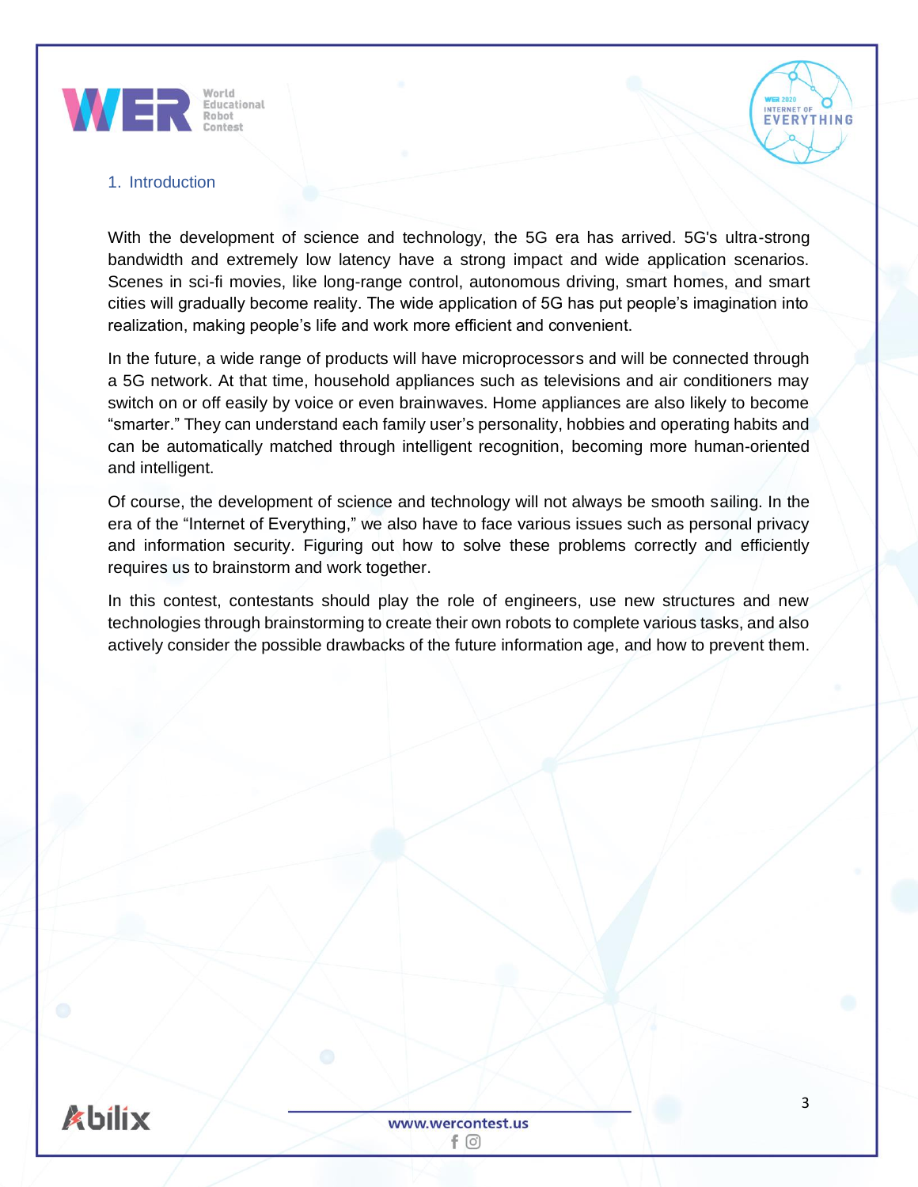## 1. Introduction

With the development of science and technology, the 5G era has arrived. 5G's ultra-strong bandwidth and extremely low latency have a strong impact and wide application scenarios. Scenes in sci-fi movies, like long-range control, autonomous driving, smart homes, and smart cities will gradually become reality. The wide application of 5G has put people's imagination into realization, making people's life and work more efficient and convenient.

In the future, a wide range of products will have microprocessors and will be connected through a 5G network. At that time, household appliances such as televisions and air conditioners may switch on or off easily by voice or even brainwaves. Home appliances are also likely to become "smarter." They can understand each family user's personality, hobbies and operating habits and can be automatically matched through intelligent recognition, becoming more human-oriented and intelligent.

Of course, the development of science and technology will not always be smooth sailing. In the era of the "Internet of Everything," we also have to face various issues such as personal privacy and information security. Figuring out how to solve these problems correctly and efficiently requires us to brainstorm and work together.

In this contest, contestants should play the role of engineers, use new structures and new technologies through brainstorming to create their own robots to complete various tasks, and also actively consider the possible drawbacks of the future information age, and how to prevent them.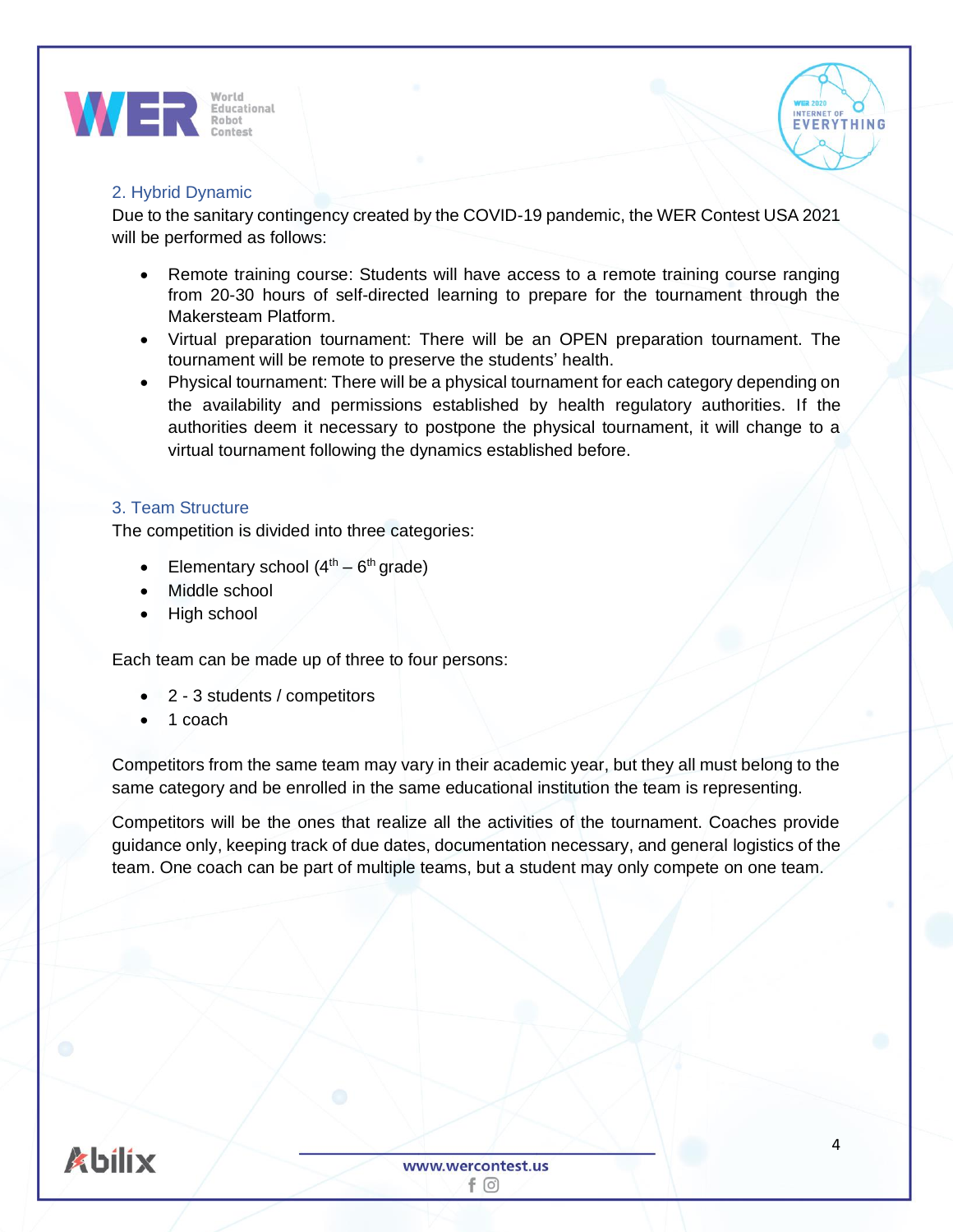## 2. Hybrid Dynamic

Due to the sanitary contingency created by the COVID-19 pandemic, the WER Contest USA 2021 will be performed as follows:

- Remote training course: Students will have access to a remote training course ranging from 20-30 hours of self-directed learning to prepare for the tournament through the Makersteam Platform.
- Virtual preparation tournament: There will be an OPEN preparation tournament. The tournament will be remote to preserve the students' health.
- Physical tournament: There will be a physical tournament for each category depending on the availability and permissions established by health regulatory authorities. If the authorities deem it necessary to postpone the physical tournament, it will change to a virtual tournament following the dynamics established before.

## 3. Team Structure

The competition is divided into three categories:

- Elementary school (4th – 6th grade)
- Middle school
- High school

Each team can be made up of three to four persons:

- 2 - 3 students / competitors
- 1 coach

Competitors from the same team may vary in their academic year, but they all must belong to the same category and be enrolled in the same educational institution the team is representing.

Competitors will be the ones that realize all the activities of the tournament. Coaches provide guidance only, keeping track of due dates, documentation necessary, and general logistics of the team. One coach can be part of multiple teams, but a student may only compete on one team.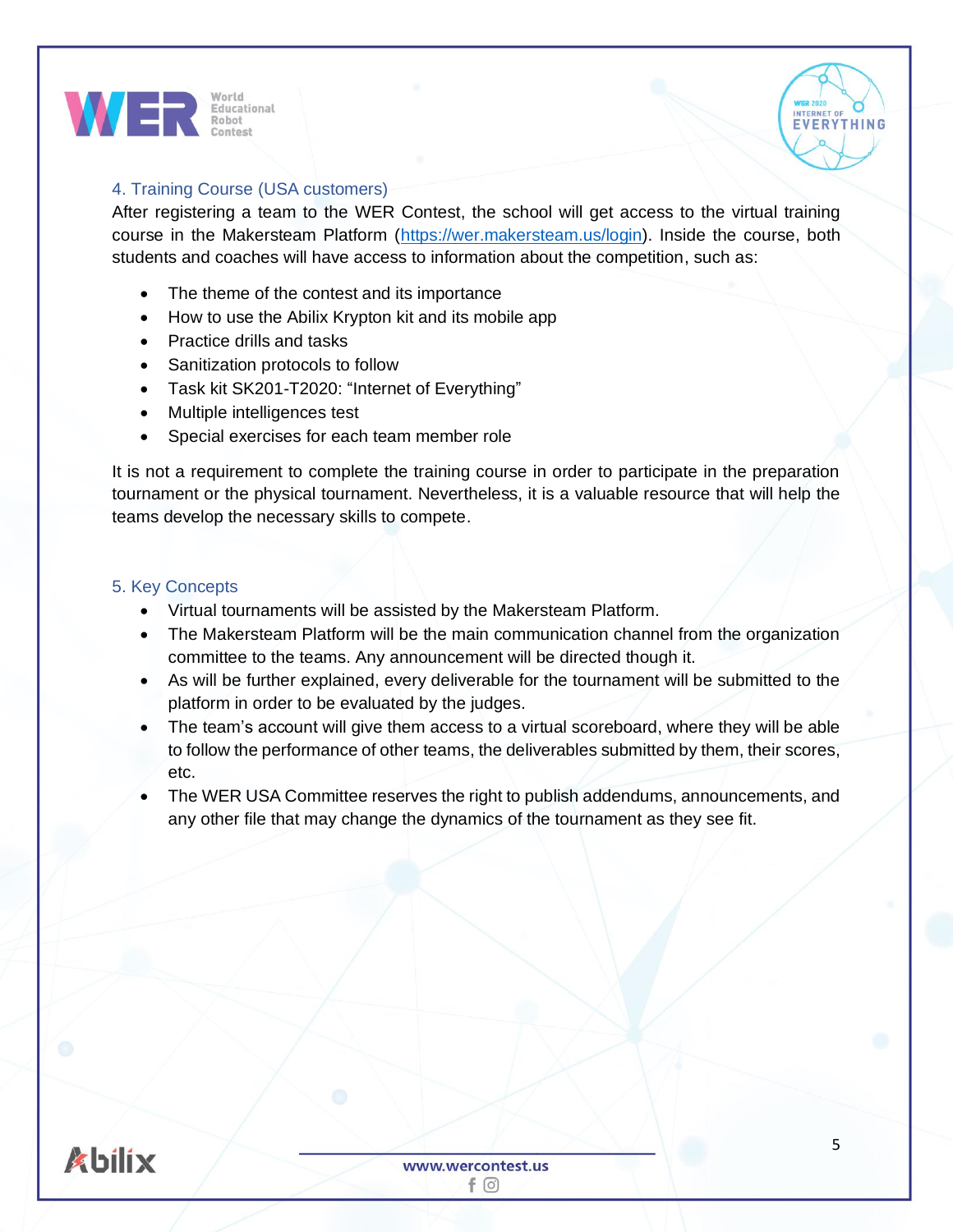## 4. Training Course (USA customers)

After registering a team to the WER Contest, the school will get access to the virtual training course in the Makersteam Platform (https://wer.makersteam.us/login). Inside the course, both students and coaches will have access to information about the competition, such as:

- The theme of the contest and its importance
- How to use the Abilix Krypton kit and its mobile app
- Practice drills and tasks
- Sanitization protocols to follow
- Task kit SK201-T2020: "Internet of Everything"
- Multiple intelligences test
- Special exercises for each team member role

It is not a requirement to complete the training course in order to participate in the preparation tournament or the physical tournament. Nevertheless, it is a valuable resource that will help the teams develop the necessary skills to compete.

## 5. Key Concepts

- Virtual tournaments will be assisted by the Makersteam Platform.
- The Makersteam Platform will be the main communication channel from the organization committee to the teams. Any announcement will be directed though it.
- As will be further explained, every deliverable for the tournament will be submitted to the platform in order to be evaluated by the judges.
- The team's account will give them access to a virtual scoreboard, where they will be able to follow the performance of other teams, the deliverables submitted by them, their scores, etc.
- The WER USA Committee reserves the right to publish addendums, announcements, and any other file that may change the dynamics of the tournament as they see fit.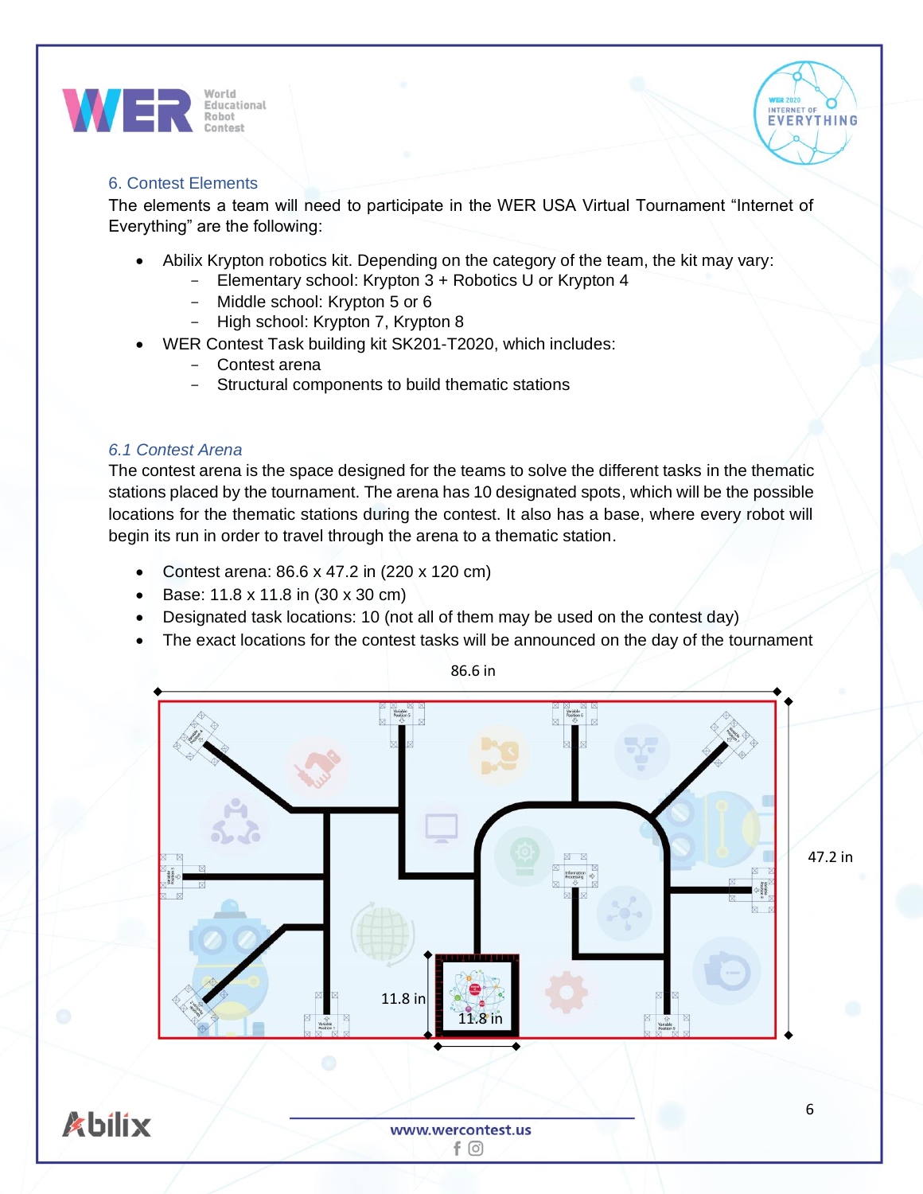## 6. Contest Elements

The elements a team will need to participate in the WER USA Virtual Tournament “Internet of Everything” are the following:

- Abilix Krypton robotics kit. Depending on the category of the team, the kit may vary:
  - Elementary school: Krypton 3 + Robotics U or Krypton 4
  - Middle school: Krypton 5 or 6
  - High school: Krypton 7, Krypton 8
- WER Contest Task building kit SK201-T2020, which includes:
  - Contest arena
  - Structural components to build thematic stations

### *6.1 Contest Arena*

The contest arena is the space designed for the teams to solve the different tasks in the thematic stations placed by the tournament. The arena has 10 designated spots, which will be the possible locations for the thematic stations during the contest. It also has a base, where every robot will begin its run in order to travel through the arena to a thematic station.

- Contest arena: 86.6 x 47.2 in (220 x 120 cm)
- Base: 11.8 x 11.8 in (30 x 30 cm)
- Designated task locations: 10 (not all of them may be used on the contest day)
- The exact locations for the contest tasks will be announced on the day of the tournament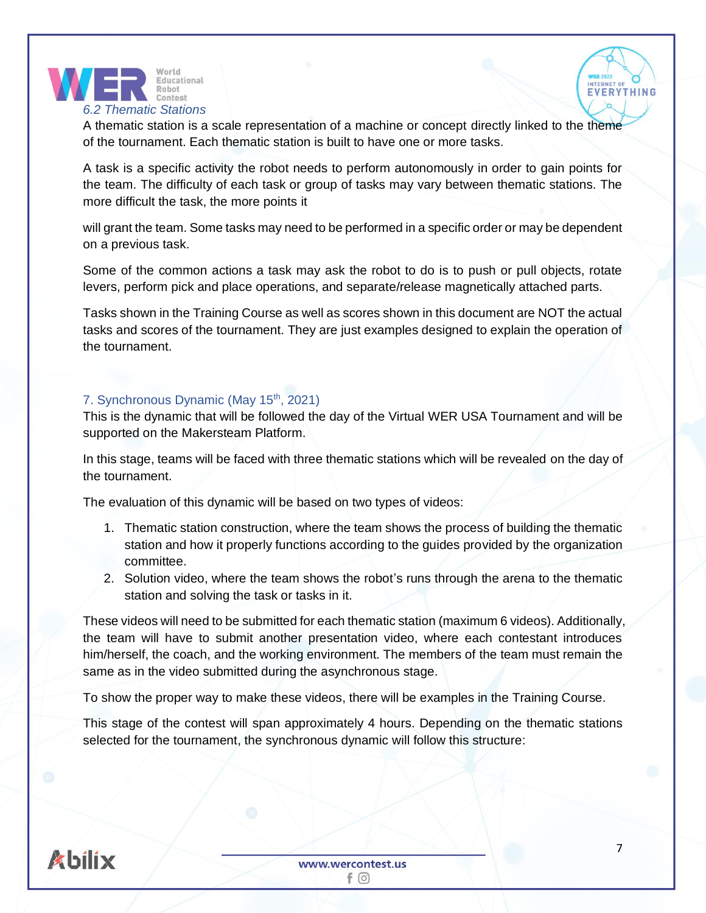### 6.2 Thematic Stations

A thematic station is a scale representation of a machine or concept directly linked to the theme of the tournament. Each thematic station is built to have one or more tasks.

A task is a specific activity the robot needs to perform autonomously in order to gain points for the team. The difficulty of each task or group of tasks may vary between thematic stations. The more difficult the task, the more points it

will grant the team. Some tasks may need to be performed in a specific order or may be dependent on a previous task.

Some of the common actions a task may ask the robot to do is to push or pull objects, rotate levers, perform pick and place operations, and separate/release magnetically attached parts.

Tasks shown in the Training Course as well as scores shown in this document are NOT the actual tasks and scores of the tournament. They are just examples designed to explain the operation of the tournament.

## 7. Synchronous Dynamic (May 15th, 2021)

This is the dynamic that will be followed the day of the Virtual WER USA Tournament and will be supported on the Makersteam Platform.

In this stage, teams will be faced with three thematic stations which will be revealed on the day of the tournament.

The evaluation of this dynamic will be based on two types of videos:

1. Thematic station construction, where the team shows the process of building the thematic station and how it properly functions according to the guides provided by the organization committee.
2. Solution video, where the team shows the robot's runs through the arena to the thematic station and solving the task or tasks in it.

These videos will need to be submitted for each thematic station (maximum 6 videos). Additionally, the team will have to submit another presentation video, where each contestant introduces him/herself, the coach, and the working environment. The members of the team must remain the same as in the video submitted during the asynchronous stage.

To show the proper way to make these videos, there will be examples in the Training Course.

This stage of the contest will span approximately 4 hours. Depending on the thematic stations selected for the tournament, the synchronous dynamic will follow this structure: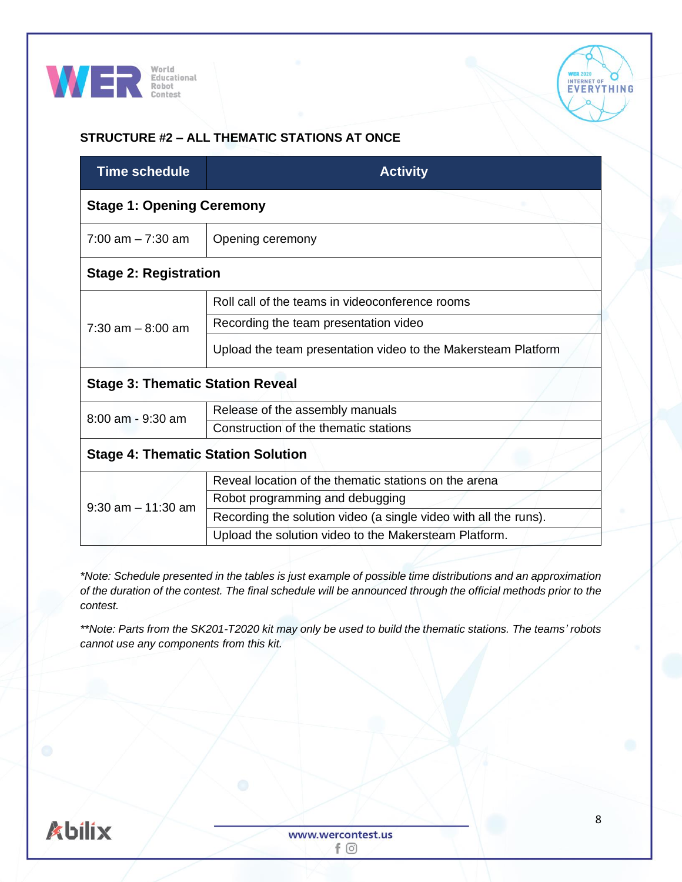## STRUCTURE #2 – ALL THEMATIC STATIONS AT ONCE

| Time schedule | Activity |
|---|---|
| **Stage 1: Opening Ceremony** | |
| 7:00 am – 7:30 am | Opening ceremony |
| **Stage 2: Registration** | |
| 7:30 am – 8:00 am | Roll call of the teams in videoconference rooms |
| | Recording the team presentation video |
| | Upload the team presentation video to the Makersteam Platform |
| **Stage 3: Thematic Station Reveal** | |
| 8:00 am - 9:30 am | Release of the assembly manuals |
| | Construction of the thematic stations |
| **Stage 4: Thematic Station Solution** | |
| 9:30 am – 11:30 am | Reveal location of the thematic stations on the arena |
| | Robot programming and debugging |
| | Recording the solution video (a single video with all the runs). |
| | Upload the solution video to the Makersteam Platform. |

*\*Note: Schedule presented in the tables is just example of possible time distributions and an approximation of the duration of the contest. The final schedule will be announced through the official methods prior to the contest.*

*\*\*Note: Parts from the SK201-T2020 kit may only be used to build the thematic stations. The teams' robots cannot use any components from this kit.*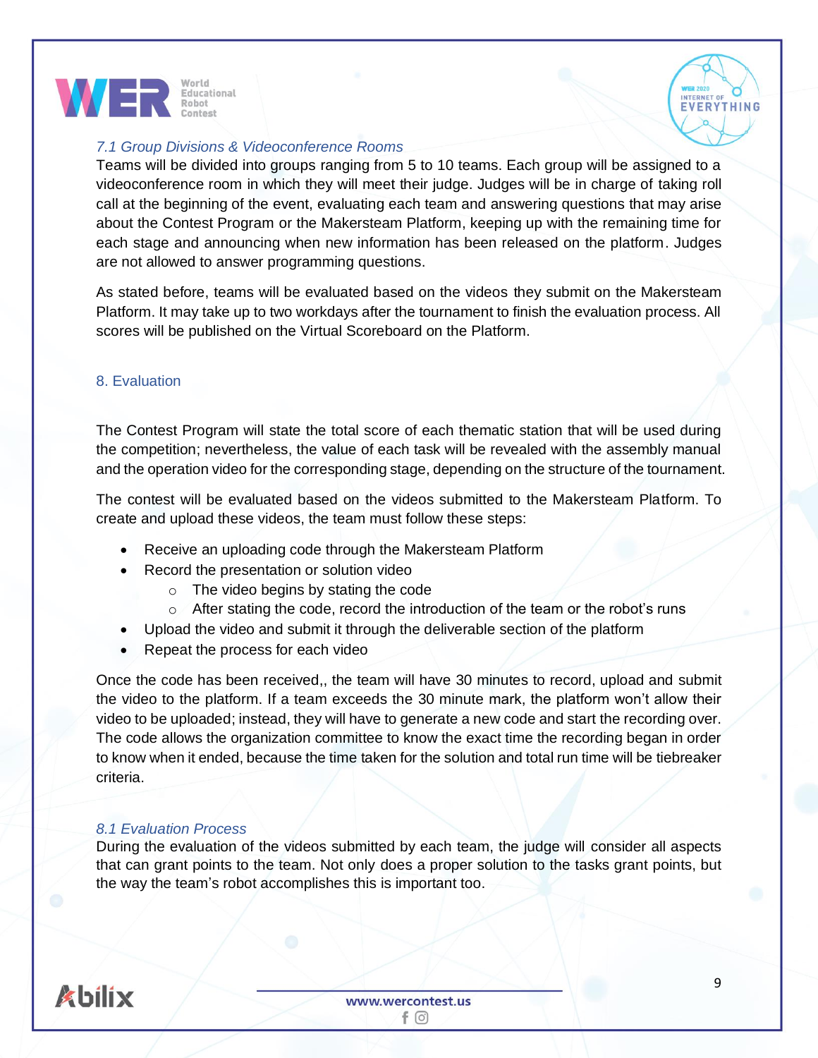### *7.1 Group Divisions & Videoconference Rooms*

Teams will be divided into groups ranging from 5 to 10 teams. Each group will be assigned to a videoconference room in which they will meet their judge. Judges will be in charge of taking roll call at the beginning of the event, evaluating each team and answering questions that may arise about the Contest Program or the Makersteam Platform, keeping up with the remaining time for each stage and announcing when new information has been released on the platform. Judges are not allowed to answer programming questions.

As stated before, teams will be evaluated based on the videos they submit on the Makersteam Platform. It may take up to two workdays after the tournament to finish the evaluation process. All scores will be published on the Virtual Scoreboard on the Platform.

## 8. Evaluation

The Contest Program will state the total score of each thematic station that will be used during the competition; nevertheless, the value of each task will be revealed with the assembly manual and the operation video for the corresponding stage, depending on the structure of the tournament.

The contest will be evaluated based on the videos submitted to the Makersteam Platform. To create and upload these videos, the team must follow these steps:

- Receive an uploading code through the Makersteam Platform
- Record the presentation or solution video
  - The video begins by stating the code
  - After stating the code, record the introduction of the team or the robot's runs
- Upload the video and submit it through the deliverable section of the platform
- Repeat the process for each video

Once the code has been received,, the team will have 30 minutes to record, upload and submit the video to the platform. If a team exceeds the 30 minute mark, the platform won't allow their video to be uploaded; instead, they will have to generate a new code and start the recording over. The code allows the organization committee to know the exact time the recording began in order to know when it ended, because the time taken for the solution and total run time will be tiebreaker criteria.

### *8.1 Evaluation Process*

During the evaluation of the videos submitted by each team, the judge will consider all aspects that can grant points to the team. Not only does a proper solution to the tasks grant points, but the way the team's robot accomplishes this is important too.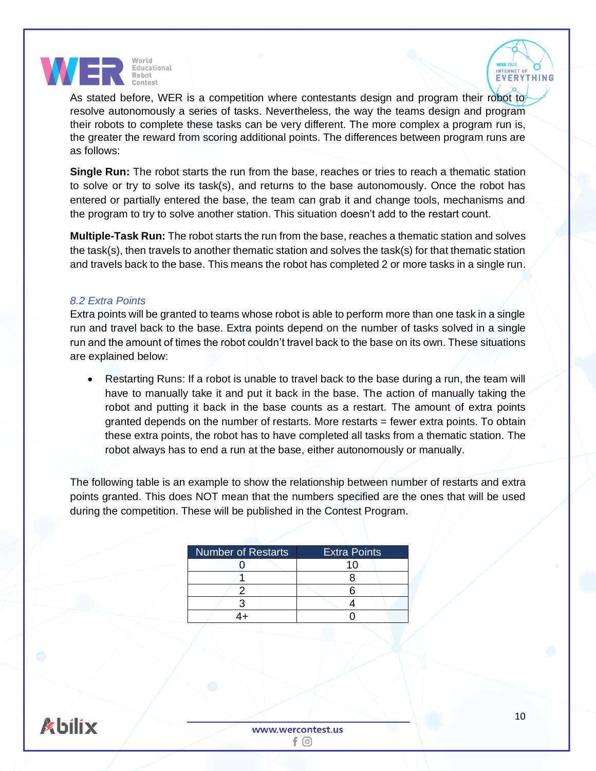As stated before, WER is a competition where contestants design and program their robot to resolve autonomously a series of tasks. Nevertheless, the way the teams design and program their robots to complete these tasks can be very different. The more complex a program run is, the greater the reward from scoring additional points. The differences between program runs are as follows:

**Single Run:** The robot starts the run from the base, reaches or tries to reach a thematic station to solve or try to solve its task(s), and returns to the base autonomously. Once the robot has entered or partially entered the base, the team can grab it and change tools, mechanisms and the program to try to solve another station. This situation doesn't add to the restart count.

**Multiple-Task Run:** The robot starts the run from the base, reaches a thematic station and solves the task(s), then travels to another thematic station and solves the task(s) for that thematic station and travels back to the base. This means the robot has completed 2 or more tasks in a single run.

### *8.2 Extra Points*

Extra points will be granted to teams whose robot is able to perform more than one task in a single run and travel back to the base. Extra points depend on the number of tasks solved in a single run and the amount of times the robot couldn't travel back to the base on its own. These situations are explained below:

- Restarting Runs: If a robot is unable to travel back to the base during a run, the team will have to manually take it and put it back in the base. The action of manually taking the robot and putting it back in the base counts as a restart. The amount of extra points granted depends on the number of restarts. More restarts = fewer extra points. To obtain these extra points, the robot has to have completed all tasks from a thematic station. The robot always has to end a run at the base, either autonomously or manually.

The following table is an example to show the relationship between number of restarts and extra points granted. This does NOT mean that the numbers specified are the ones that will be used during the competition. These will be published in the Contest Program.

| Number of Restarts | Extra Points |
|---|---|
| 0 | 10 |
| 1 | 8 |
| 2 | 6 |
| 3 | 4 |
| 4+ | 0 |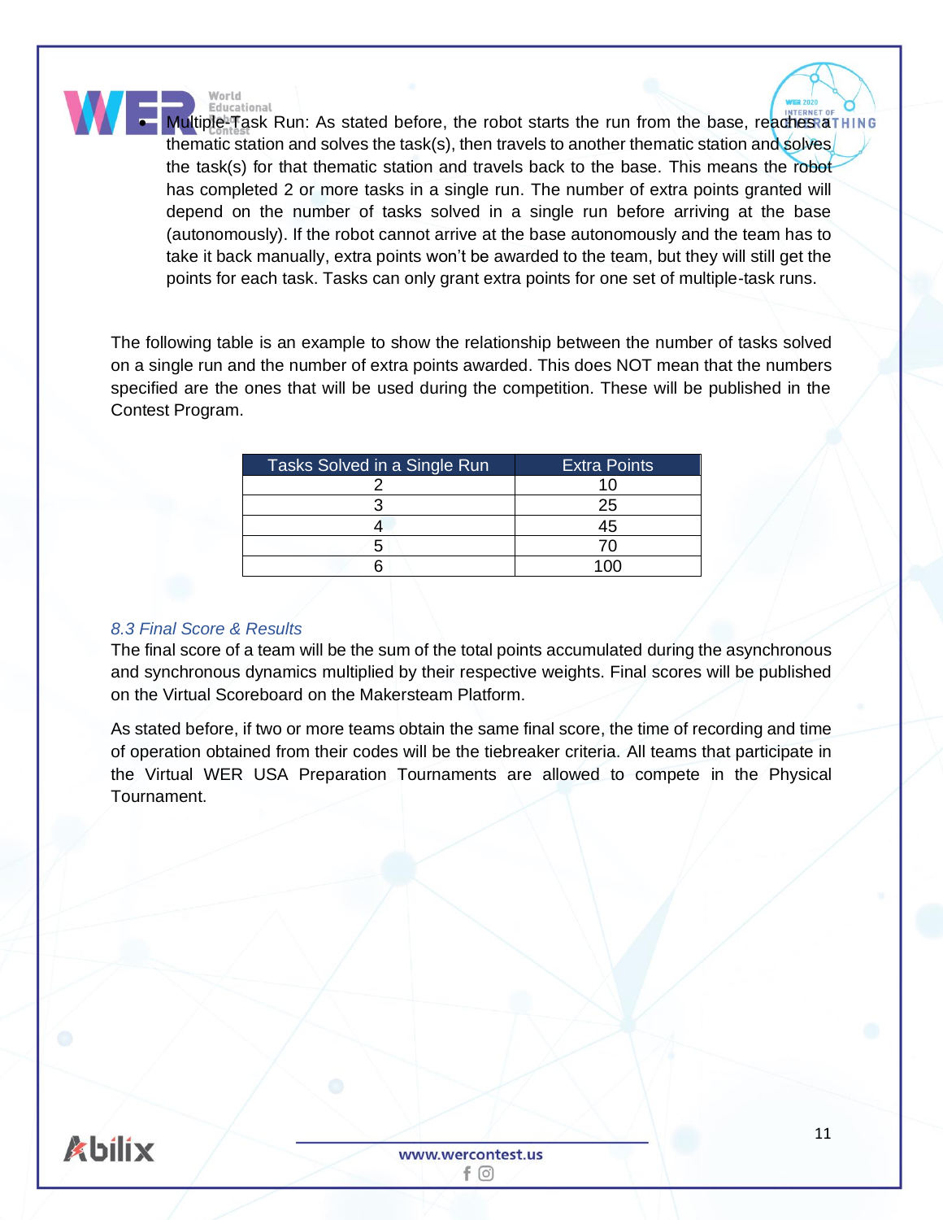- Multiple-Task Run: As stated before, the robot starts the run from the base, reaches a thematic station and solves the task(s), then travels to another thematic station and solves the task(s) for that thematic station and travels back to the base. This means the robot has completed 2 or more tasks in a single run. The number of extra points granted will depend on the number of tasks solved in a single run before arriving at the base (autonomously). If the robot cannot arrive at the base autonomously and the team has to take it back manually, extra points won't be awarded to the team, but they will still get the points for each task. Tasks can only grant extra points for one set of multiple-task runs.

The following table is an example to show the relationship between the number of tasks solved on a single run and the number of extra points awarded. This does NOT mean that the numbers specified are the ones that will be used during the competition. These will be published in the Contest Program.

| Tasks Solved in a Single Run | Extra Points |
|---|---|
| 2 | 10 |
| 3 | 25 |
| 4 | 45 |
| 5 | 70 |
| 6 | 100 |

### *8.3 Final Score & Results*

The final score of a team will be the sum of the total points accumulated during the asynchronous and synchronous dynamics multiplied by their respective weights. Final scores will be published on the Virtual Scoreboard on the Makersteam Platform.

As stated before, if two or more teams obtain the same final score, the time of recording and time of operation obtained from their codes will be the tiebreaker criteria. All teams that participate in the Virtual WER USA Preparation Tournaments are allowed to compete in the Physical Tournament.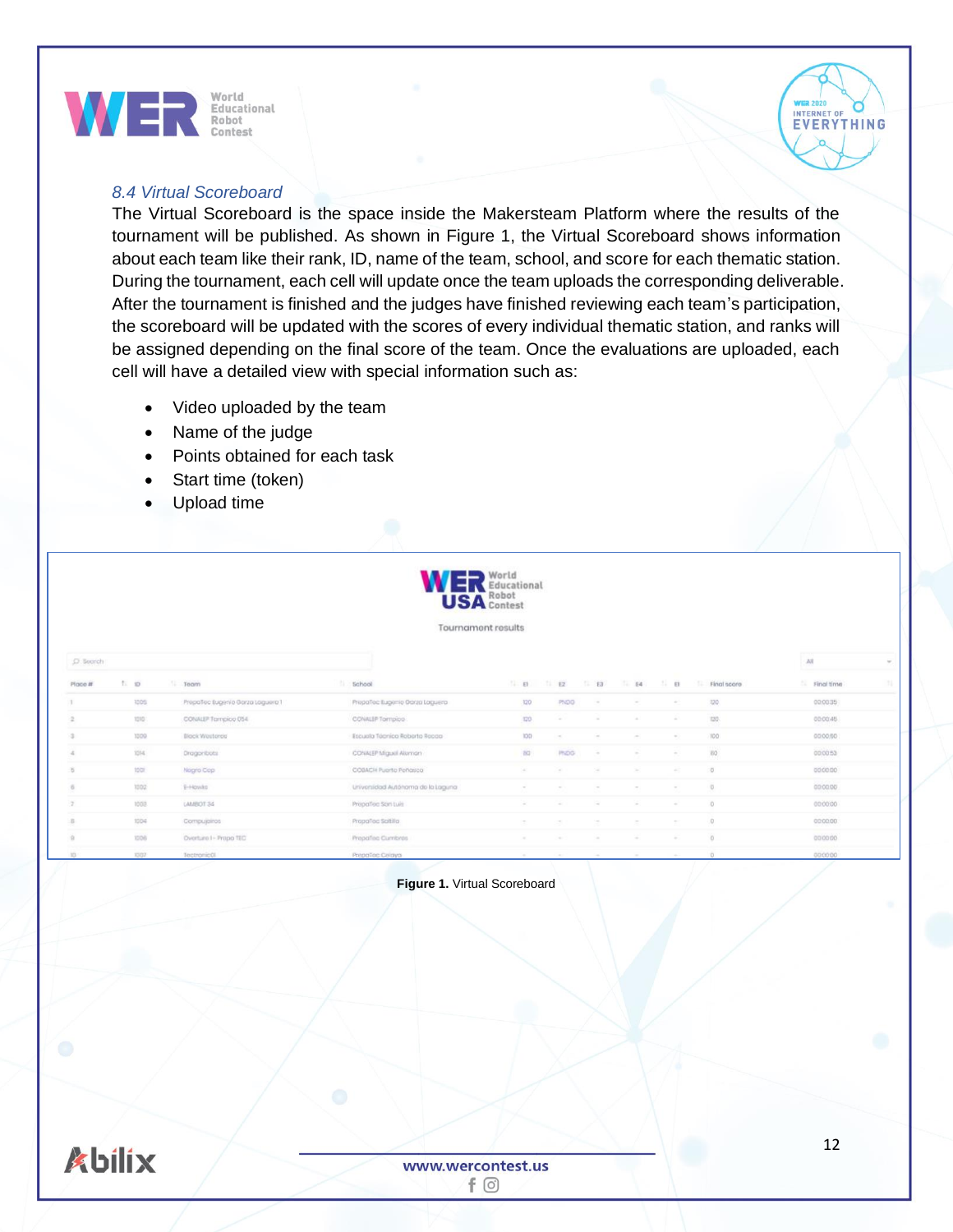### 8.4 Virtual Scoreboard

The Virtual Scoreboard is the space inside the Makersteam Platform where the results of the tournament will be published. As shown in Figure 1, the Virtual Scoreboard shows information about each team like their rank, ID, name of the team, school, and score for each thematic station. During the tournament, each cell will update once the team uploads the corresponding deliverable. After the tournament is finished and the judges have finished reviewing each team's participation, the scoreboard will be updated with the scores of every individual thematic station, and ranks will be assigned depending on the final score of the team. Once the evaluations are uploaded, each cell will have a detailed view with special information such as:

- Video uploaded by the team
- Name of the judge
- Points obtained for each task
- Start time (token)
- Upload time

WER USA World Educational Robot Contest

Tournament results

| Place # | ID | Team | School | E1 | E2 | E3 | E4 | E5 | Final score | Final time |
|---|---|---|---|---|---|---|---|---|---|---|
| 1 | 1005 | PrepaTec Eugenio Garza Laguera 1 | PrepaTec Eugenio Garza Laguera | 120 | PNDG | - | - | - | 120 | 00:00:35 |
| 2 | 1010 | CONALEP Tampico 054 | CONALEP Tampico | 120 | - | - | - | - | 120 | 00:00:45 |
| 3 | 1009 | Black Westeros | Escuela Técnica Roberto Rocca | 100 | - | - | - | - | 100 | 00:00:50 |
| 4 | 1014 | Dragonbots | CONALEP Miguel Aleman | 80 | PNDG | - | - | - | 80 | 00:00:53 |
| 5 | 1001 | Negro Cop | COBACH Puerto Peñasco | - | - | - | - | - | 0 | 00:00:00 |
| 6 | 1002 | E-Hawks | Universidad Autónoma de la Laguna | - | - | - | - | - | 0 | 00:00:00 |
| 7 | 1003 | LAMBOT 34 | PrepaTec San Luis | - | - | - | - | - | 0 | 00:00:00 |
| 8 | 1004 | Compujairos | PrepaTec Saltillo | - | - | - | - | - | 0 | 00:00:00 |
| 9 | 1006 | Overture I - Prepa TEC | PrepaTec Cumbres | - | - | - | - | - | 0 | 00:00:00 |
| 10 | 1007 | Tectronic01 | PrepaTec Celaya | - | - | - | - | - | 0 | 00:00:00 |

**Figure 1.** Virtual Scoreboard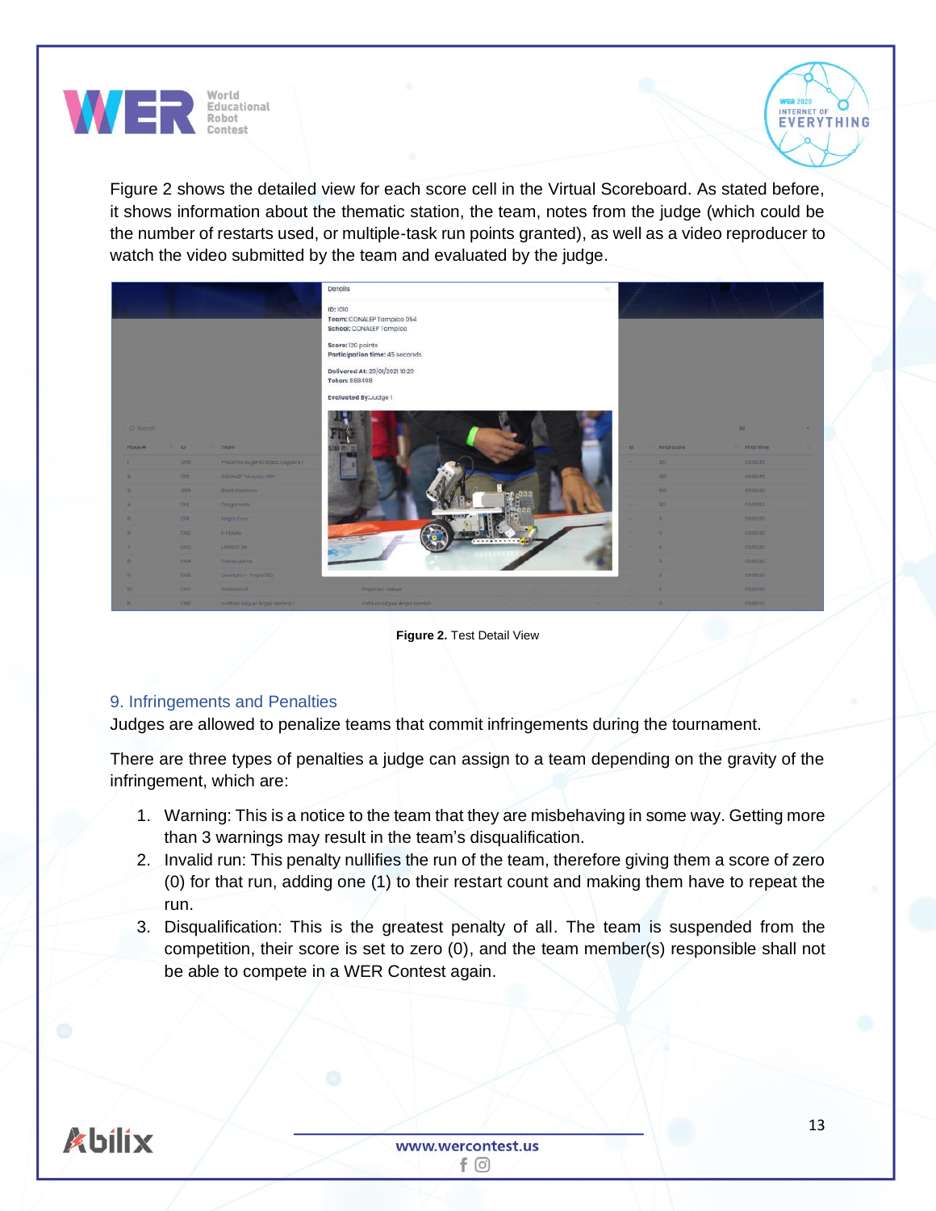Figure 2 shows the detailed view for each score cell in the Virtual Scoreboard. As stated before, it shows information about the thematic station, the team, notes from the judge (which could be the number of restarts used, or multiple-task run points granted), as well as a video reproducer to watch the video submitted by the team and evaluated by the judge.

**Figure 2.** Test Detail View

## 9. Infringements and Penalties

Judges are allowed to penalize teams that commit infringements during the tournament.

There are three types of penalties a judge can assign to a team depending on the gravity of the infringement, which are:

1. Warning: This is a notice to the team that they are misbehaving in some way. Getting more than 3 warnings may result in the team's disqualification.
2. Invalid run: This penalty nullifies the run of the team, therefore giving them a score of zero (0) for that run, adding one (1) to their restart count and making them have to repeat the run.
3. Disqualification: This is the greatest penalty of all. The team is suspended from the competition, their score is set to zero (0), and the team member(s) responsible shall not be able to compete in a WER Contest again.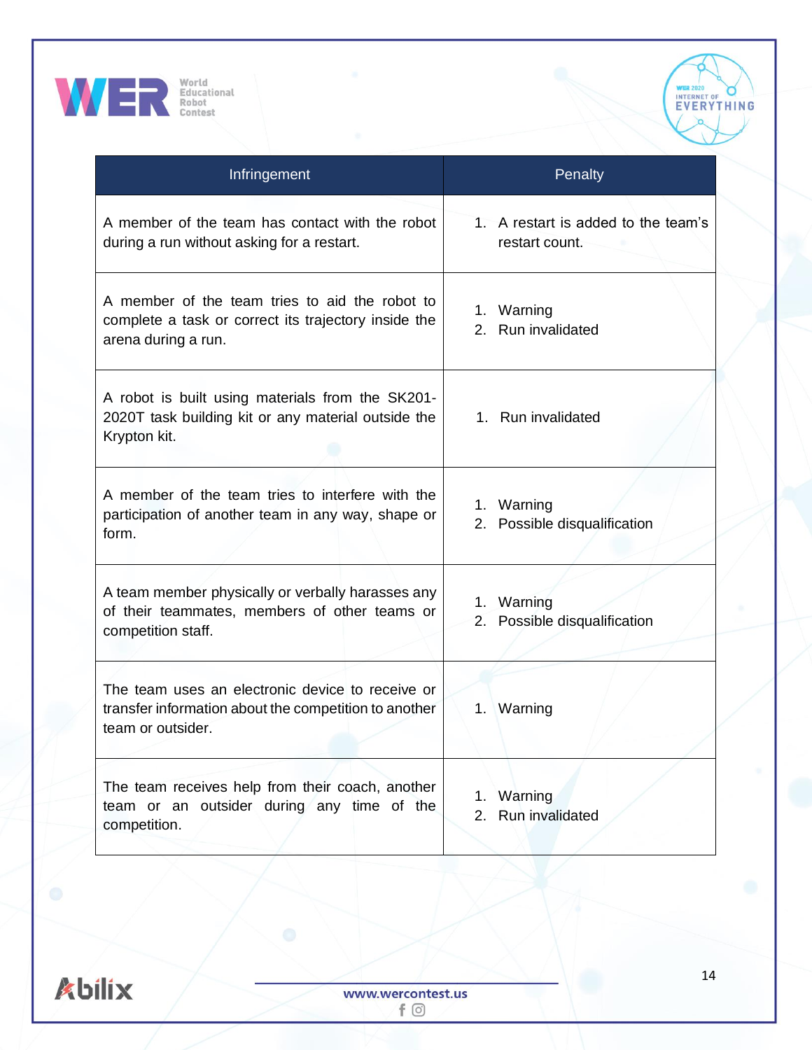| Infringement | Penalty |
|---|---|
| A member of the team has contact with the robot during a run without asking for a restart. | 1. A restart is added to the team's restart count. |
| A member of the team tries to aid the robot to complete a task or correct its trajectory inside the arena during a run. | 1. Warning<br>2. Run invalidated |
| A robot is built using materials from the SK201-2020T task building kit or any material outside the Krypton kit. | 1. Run invalidated |
| A member of the team tries to interfere with the participation of another team in any way, shape or form. | 1. Warning<br>2. Possible disqualification |
| A team member physically or verbally harasses any of their teammates, members of other teams or competition staff. | 1. Warning<br>2. Possible disqualification |
| The team uses an electronic device to receive or transfer information about the competition to another team or outsider. | 1. Warning |
| The team receives help from their coach, another team or an outsider during any time of the competition. | 1. Warning<br>2. Run invalidated |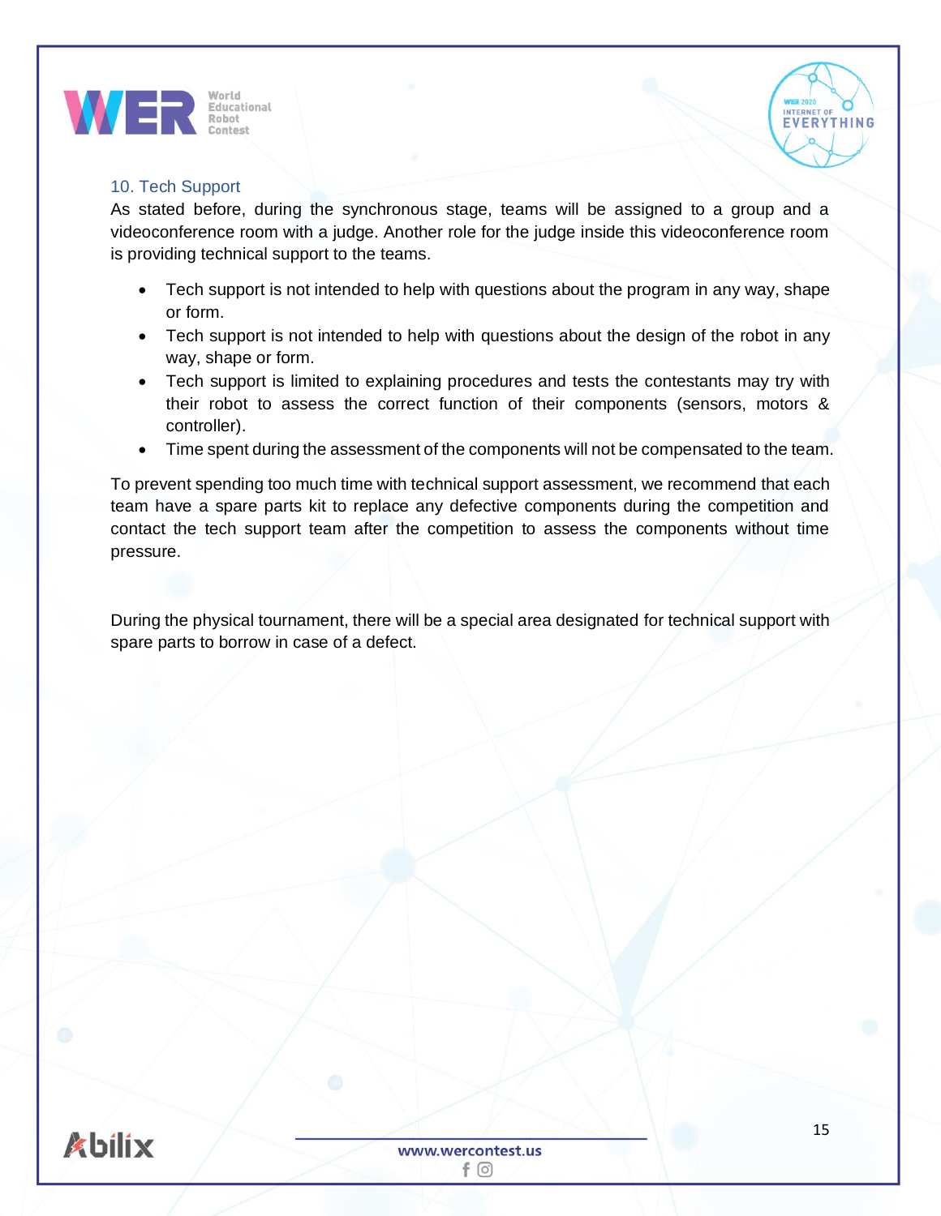## 10. Tech Support

As stated before, during the synchronous stage, teams will be assigned to a group and a videoconference room with a judge. Another role for the judge inside this videoconference room is providing technical support to the teams.

- Tech support is not intended to help with questions about the program in any way, shape or form.
- Tech support is not intended to help with questions about the design of the robot in any way, shape or form.
- Tech support is limited to explaining procedures and tests the contestants may try with their robot to assess the correct function of their components (sensors, motors & controller).
- Time spent during the assessment of the components will not be compensated to the team.

To prevent spending too much time with technical support assessment, we recommend that each team have a spare parts kit to replace any defective components during the competition and contact the tech support team after the competition to assess the components without time pressure.

During the physical tournament, there will be a special area designated for technical support with spare parts to borrow in case of a defect.